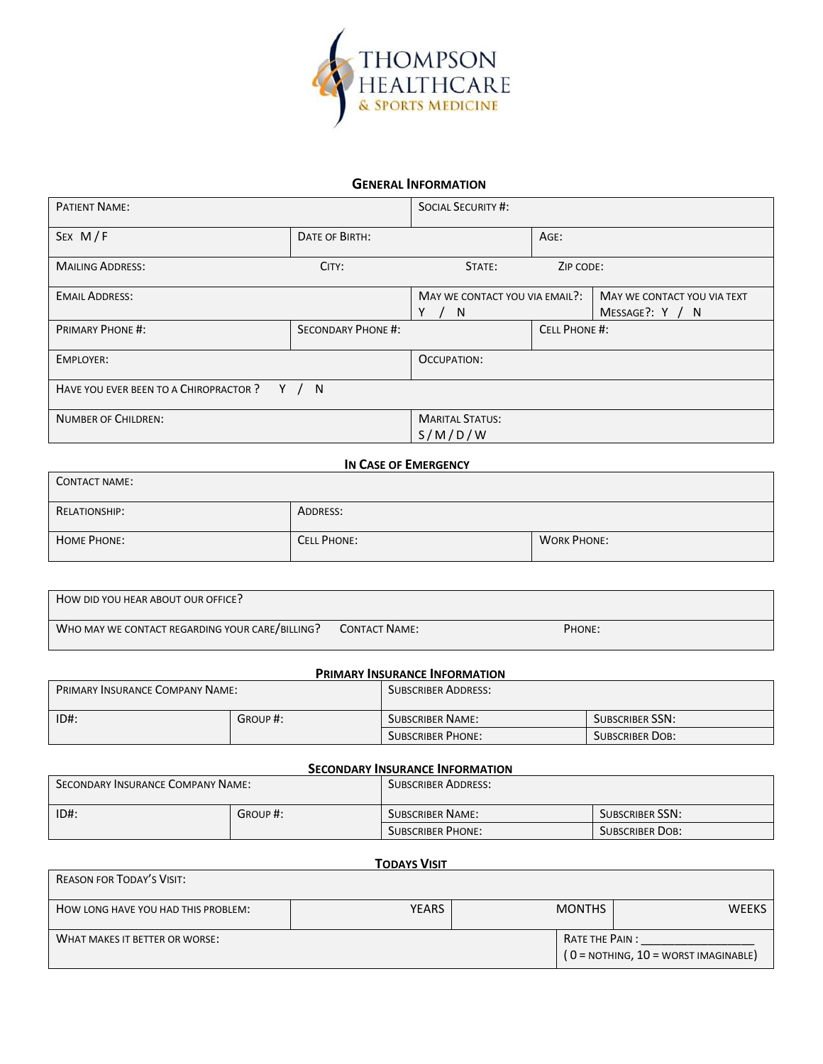THOMPSON HEALTHCARE & SPORTS MEDICINE

## GENERAL INFORMATION

| | | | |
|---|---|---|---|
| PATIENT NAME: | | SOCIAL SECURITY #: | |
| SEX M / F | DATE OF BIRTH: | | AGE: |
| MAILING ADDRESS: | CITY: | STATE: | ZIP CODE: |
| EMAIL ADDRESS: | | MAY WE CONTACT YOU VIA EMAIL?: Y / N | MAY WE CONTACT YOU VIA TEXT MESSAGE?: Y / N |
| PRIMARY PHONE #: | SECONDARY PHONE #: | | CELL PHONE #: |
| EMPLOYER: | | OCCUPATION: | |
| HAVE YOU EVER BEEN TO A CHIROPRACTOR ? Y / N | | | |
| NUMBER OF CHILDREN: | | MARITAL STATUS: S / M / D / W | |

## IN CASE OF EMERGENCY

| | | |
|---|---|---|
| CONTACT NAME: | | |
| RELATIONSHIP: | ADDRESS: | |
| HOME PHONE: | CELL PHONE: | WORK PHONE: |

| | | |
|---|---|---|
| HOW DID YOU HEAR ABOUT OUR OFFICE? | | |
| WHO MAY WE CONTACT REGARDING YOUR CARE/BILLING? CONTACT NAME: | | PHONE: |

## PRIMARY INSURANCE INFORMATION

| | | | |
|---|---|---|---|
| PRIMARY INSURANCE COMPANY NAME: | | SUBSCRIBER ADDRESS: | |
| ID#: | GROUP #: | SUBSCRIBER NAME: | SUBSCRIBER SSN: |
| | | SUBSCRIBER PHONE: | SUBSCRIBER DOB: |

## SECONDARY INSURANCE INFORMATION

| | | | |
|---|---|---|---|
| SECONDARY INSURANCE COMPANY NAME: | | SUBSCRIBER ADDRESS: | |
| ID#: | GROUP #: | SUBSCRIBER NAME: | SUBSCRIBER SSN: |
| | | SUBSCRIBER PHONE: | SUBSCRIBER DOB: |

## TODAYS VISIT

| | | | |
|---|---|---|---|
| REASON FOR TODAY'S VISIT: | | | |
| HOW LONG HAVE YOU HAD THIS PROBLEM: | YEARS | MONTHS | WEEKS |
| WHAT MAKES IT BETTER OR WORSE: | | | RATE THE PAIN : ________________ ( 0 = NOTHING, 10 = WORST IMAGINABLE) |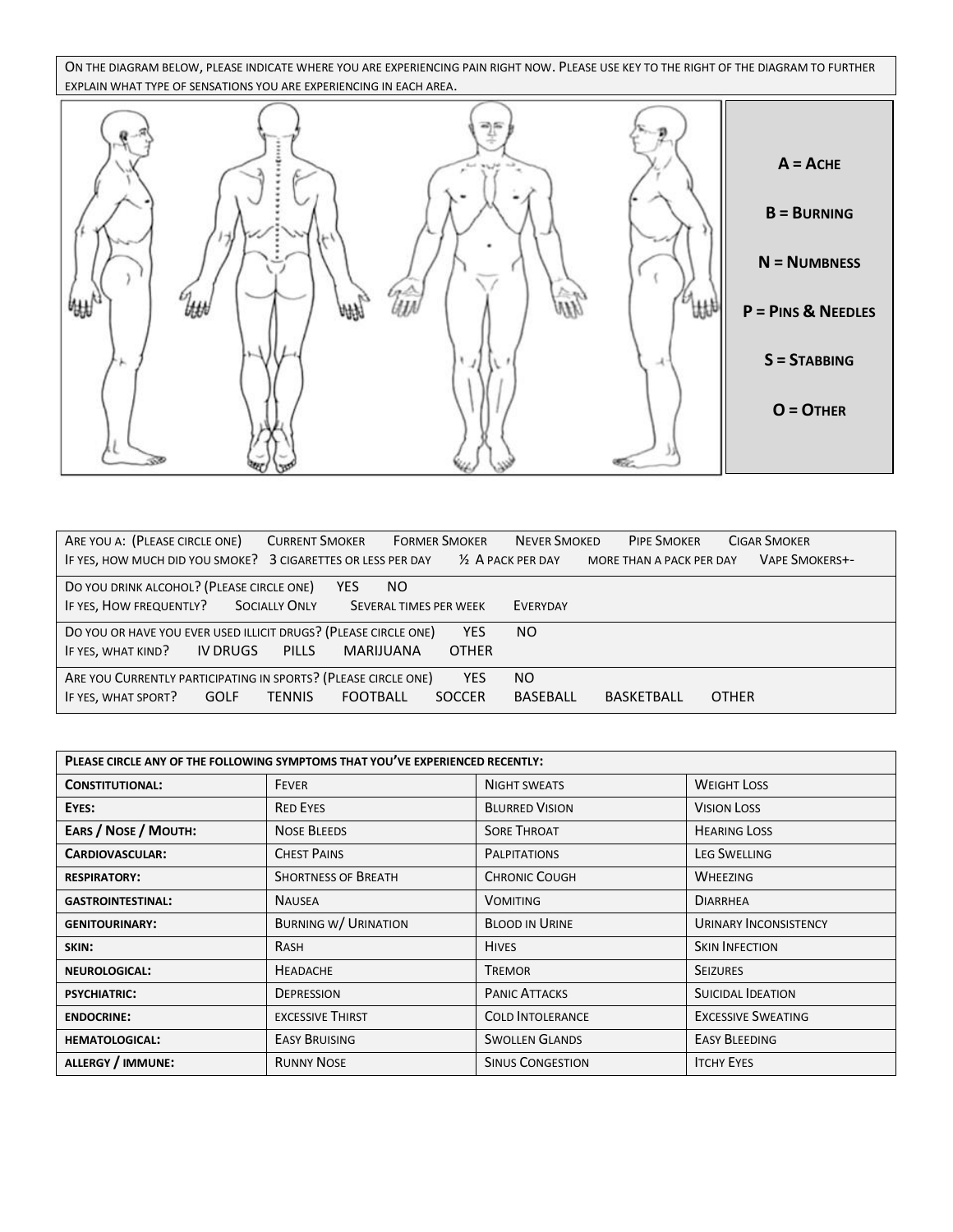On the diagram below, please indicate where you are experiencing pain right now. Please use key to the right of the diagram to further explain what type of sensations you are experiencing in each area.

**A = Ache**

**B = Burning**

**N = Numbness**

**P = Pins & Needles**

**S = Stabbing**

**O = Other**

| |
|---|
| Are you a: (Please circle one) Current Smoker Former Smoker Never Smoked Pipe Smoker Cigar Smoker<br>If yes, how much did you smoke? 3 cigarettes or less per day ½ A pack per day more than a pack per day Vape Smokers+- |
| Do you drink alcohol? (Please circle one) YES NO<br>If yes, How frequently? Socially Only Several times per week Everyday |
| Do you or have you ever used illicit drugs? (Please circle one) YES NO<br>If yes, what kind? IV DRUGS PILLS MARIJUANA OTHER |
| Are you Currently participating in sports? (Please circle one) YES NO<br>If yes, what sport? GOLF TENNIS FOOTBALL SOCCER BASEBALL BASKETBALL OTHER |

| **Please circle any of the following symptoms that you've experienced recently:** | | | |
|---|---|---|---|
| **Constitutional:** | Fever | Night sweats | Weight Loss |
| **Eyes:** | Red Eyes | Blurred Vision | Vision Loss |
| **Ears / Nose / Mouth:** | Nose Bleeds | Sore Throat | Hearing Loss |
| **Cardiovascular:** | Chest Pains | Palpitations | Leg Swelling |
| **Respiratory:** | Shortness of Breath | Chronic Cough | Wheezing |
| **Gastrointestinal:** | Nausea | Vomiting | Diarrhea |
| **Genitourinary:** | Burning w/ Urination | Blood in Urine | Urinary Inconsistency |
| **Skin:** | Rash | Hives | Skin Infection |
| **Neurological:** | Headache | Tremor | Seizures |
| **Psychiatric:** | Depression | Panic Attacks | Suicidal Ideation |
| **Endocrine:** | excessive Thirst | Cold Intolerance | Excessive Sweating |
| **Hematological:** | Easy Bruising | Swollen Glands | Easy Bleeding |
| **Allergy / Immune:** | Runny Nose | Sinus Congestion | Itchy Eyes |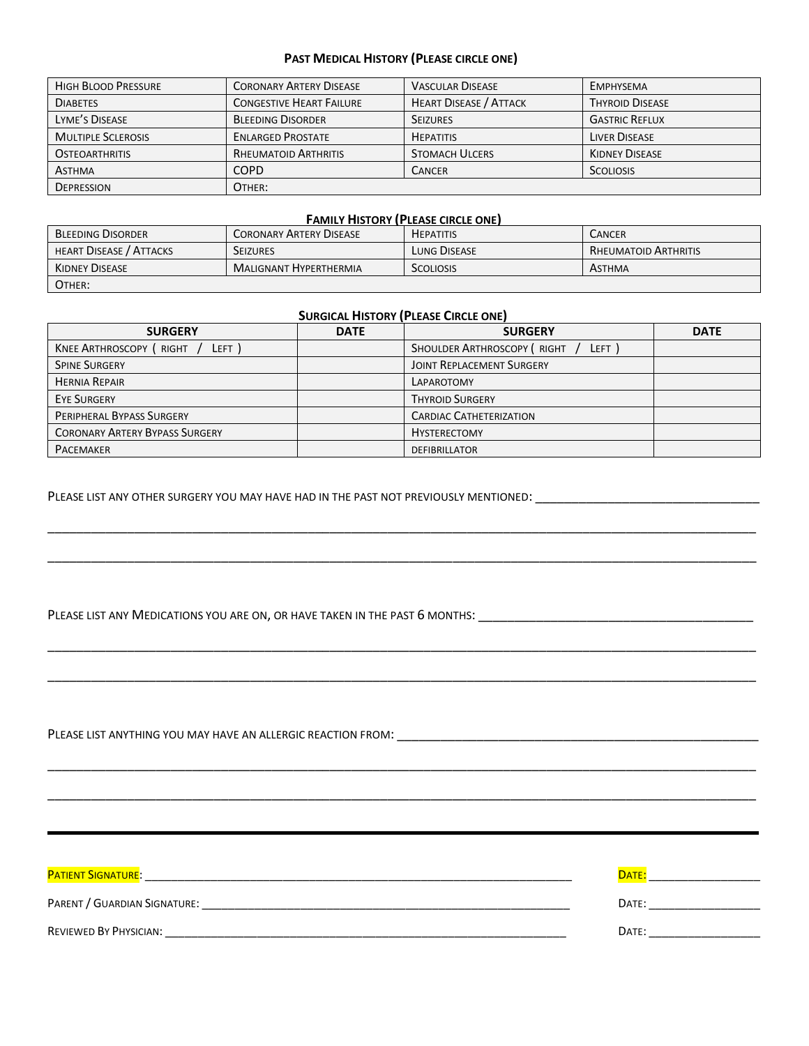## Past Medical History (Please circle one)

| | | | |
|---|---|---|---|
| High Blood Pressure | Coronary Artery Disease | Vascular Disease | Emphysema |
| Diabetes | Congestive Heart Failure | Heart Disease / Attack | Thyroid Disease |
| Lyme's Disease | Bleeding Disorder | Seizures | Gastric Reflux |
| Multiple Sclerosis | Enlarged Prostate | Hepatitis | Liver Disease |
| Osteoarthritis | Rheumatoid Arthritis | Stomach Ulcers | Kidney Disease |
| Asthma | COPD | Cancer | Scoliosis |
| Depression | Other: | | |

## Family History (Please circle one)

| | | | |
|---|---|---|---|
| Bleeding Disorder | Coronary Artery Disease | Hepatitis | Cancer |
| Heart Disease / Attacks | Seizures | Lung Disease | Rheumatoid Arthritis |
| Kidney Disease | Malignant Hyperthermia | Scoliosis | Asthma |
| Other: | | | |

## Surgical History (Please Circle one)

| Surgery | Date | Surgery | Date |
|---|---|---|---|
| Knee Arthroscopy ( Right / Left ) | | Shoulder Arthroscopy ( Right / Left ) | |
| Spine Surgery | | Joint Replacement Surgery | |
| Hernia Repair | | Laparotomy | |
| Eye Surgery | | Thyroid Surgery | |
| Peripheral Bypass Surgery | | Cardiac Catheterization | |
| Coronary Artery Bypass Surgery | | Hysterectomy | |
| Pacemaker | | Defibrillator | |

Please list any other surgery you may have had in the past not previously mentioned: ______________________________

______________________________________________________________________________

______________________________________________________________________________

Please list any Medications you are on, or have taken in the past 6 months: ______________________________

______________________________________________________________________________

______________________________________________________________________________

Please list anything you may have an allergic reaction from: ______________________________

______________________________________________________________________________

______________________________________________________________________________

---

Patient Signature: ______________________________ Date: ______________

Parent / Guardian Signature: ______________________________ Date: ______________

Reviewed By Physician: ______________________________ Date: ______________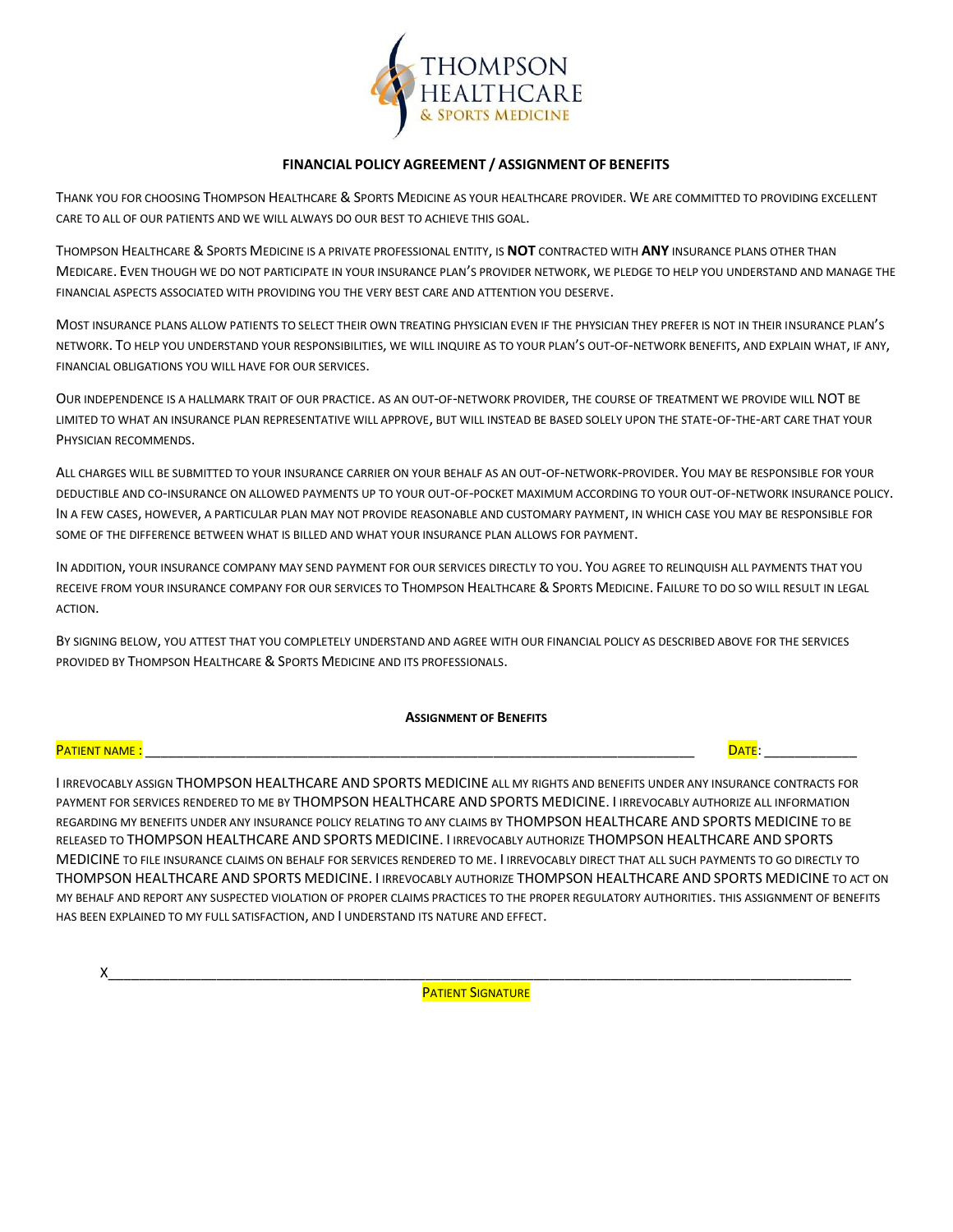**FINANCIAL POLICY AGREEMENT / ASSIGNMENT OF BENEFITS**

THANK YOU FOR CHOOSING THOMPSON HEALTHCARE & SPORTS MEDICINE AS YOUR HEALTHCARE PROVIDER. WE ARE COMMITTED TO PROVIDING EXCELLENT CARE TO ALL OF OUR PATIENTS AND WE WILL ALWAYS DO OUR BEST TO ACHIEVE THIS GOAL.

THOMPSON HEALTHCARE & SPORTS MEDICINE IS A PRIVATE PROFESSIONAL ENTITY, IS **NOT** CONTRACTED WITH **ANY** INSURANCE PLANS OTHER THAN MEDICARE. EVEN THOUGH WE DO NOT PARTICIPATE IN YOUR INSURANCE PLAN'S PROVIDER NETWORK, WE PLEDGE TO HELP YOU UNDERSTAND AND MANAGE THE FINANCIAL ASPECTS ASSOCIATED WITH PROVIDING YOU THE VERY BEST CARE AND ATTENTION YOU DESERVE.

MOST INSURANCE PLANS ALLOW PATIENTS TO SELECT THEIR OWN TREATING PHYSICIAN EVEN IF THE PHYSICIAN THEY PREFER IS NOT IN THEIR INSURANCE PLAN'S NETWORK. TO HELP YOU UNDERSTAND YOUR RESPONSIBILITIES, WE WILL INQUIRE AS TO YOUR PLAN'S OUT-OF-NETWORK BENEFITS, AND EXPLAIN WHAT, IF ANY, FINANCIAL OBLIGATIONS YOU WILL HAVE FOR OUR SERVICES.

OUR INDEPENDENCE IS A HALLMARK TRAIT OF OUR PRACTICE. AS AN OUT-OF-NETWORK PROVIDER, THE COURSE OF TREATMENT WE PROVIDE WILL NOT BE LIMITED TO WHAT AN INSURANCE PLAN REPRESENTATIVE WILL APPROVE, BUT WILL INSTEAD BE BASED SOLELY UPON THE STATE-OF-THE-ART CARE THAT YOUR PHYSICIAN RECOMMENDS.

ALL CHARGES WILL BE SUBMITTED TO YOUR INSURANCE CARRIER ON YOUR BEHALF AS AN OUT-OF-NETWORK-PROVIDER. YOU MAY BE RESPONSIBLE FOR YOUR DEDUCTIBLE AND CO-INSURANCE ON ALLOWED PAYMENTS UP TO YOUR OUT-OF-POCKET MAXIMUM ACCORDING TO YOUR OUT-OF-NETWORK INSURANCE POLICY. IN A FEW CASES, HOWEVER, A PARTICULAR PLAN MAY NOT PROVIDE REASONABLE AND CUSTOMARY PAYMENT, IN WHICH CASE YOU MAY BE RESPONSIBLE FOR SOME OF THE DIFFERENCE BETWEEN WHAT IS BILLED AND WHAT YOUR INSURANCE PLAN ALLOWS FOR PAYMENT.

IN ADDITION, YOUR INSURANCE COMPANY MAY SEND PAYMENT FOR OUR SERVICES DIRECTLY TO YOU. YOU AGREE TO RELINQUISH ALL PAYMENTS THAT YOU RECEIVE FROM YOUR INSURANCE COMPANY FOR OUR SERVICES TO THOMPSON HEALTHCARE & SPORTS MEDICINE. FAILURE TO DO SO WILL RESULT IN LEGAL ACTION.

BY SIGNING BELOW, YOU ATTEST THAT YOU COMPLETELY UNDERSTAND AND AGREE WITH OUR FINANCIAL POLICY AS DESCRIBED ABOVE FOR THE SERVICES PROVIDED BY THOMPSON HEALTHCARE & SPORTS MEDICINE AND ITS PROFESSIONALS.

**ASSIGNMENT OF BENEFITS**

PATIENT NAME : ______________________________________________ DATE: ____________

I IRREVOCABLY ASSIGN THOMPSON HEALTHCARE AND SPORTS MEDICINE ALL MY RIGHTS AND BENEFITS UNDER ANY INSURANCE CONTRACTS FOR PAYMENT FOR SERVICES RENDERED TO ME BY THOMPSON HEALTHCARE AND SPORTS MEDICINE. I IRREVOCABLY AUTHORIZE ALL INFORMATION REGARDING MY BENEFITS UNDER ANY INSURANCE POLICY RELATING TO ANY CLAIMS BY THOMPSON HEALTHCARE AND SPORTS MEDICINE TO BE RELEASED TO THOMPSON HEALTHCARE AND SPORTS MEDICINE. I IRREVOCABLY AUTHORIZE THOMPSON HEALTHCARE AND SPORTS MEDICINE TO FILE INSURANCE CLAIMS ON BEHALF FOR SERVICES RENDERED TO ME. I IRREVOCABLY DIRECT THAT ALL SUCH PAYMENTS TO GO DIRECTLY TO THOMPSON HEALTHCARE AND SPORTS MEDICINE. I IRREVOCABLY AUTHORIZE THOMPSON HEALTHCARE AND SPORTS MEDICINE TO ACT ON MY BEHALF AND REPORT ANY SUSPECTED VIOLATION OF PROPER CLAIMS PRACTICES TO THE PROPER REGULATORY AUTHORITIES. THIS ASSIGNMENT OF BENEFITS HAS BEEN EXPLAINED TO MY FULL SATISFACTION, AND I UNDERSTAND ITS NATURE AND EFFECT.

X____________________________________________________________

PATIENT SIGNATURE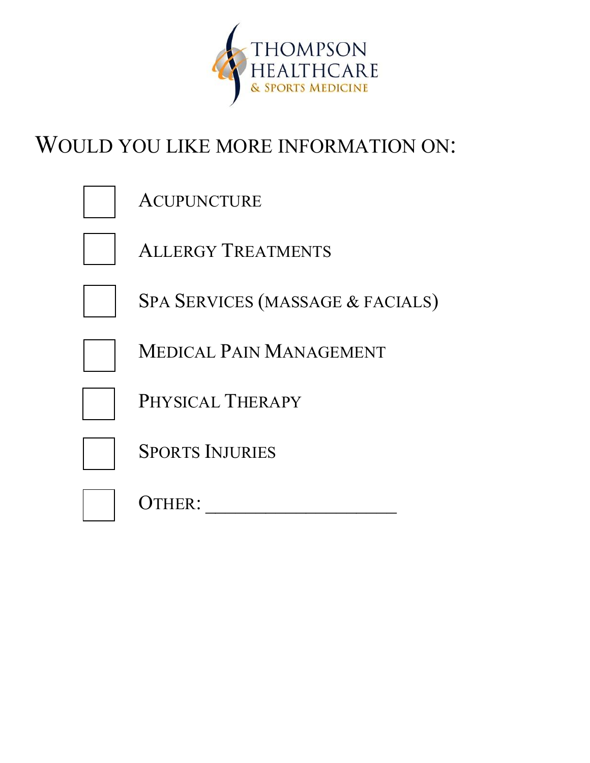THOMPSON HEALTHCARE & SPORTS MEDICINE

# WOULD YOU LIKE MORE INFORMATION ON:

- ☐ ACUPUNCTURE
- ☐ ALLERGY TREATMENTS
- ☐ SPA SERVICES (MASSAGE & FACIALS)
- ☐ MEDICAL PAIN MANAGEMENT
- ☐ PHYSICAL THERAPY
- ☐ SPORTS INJURIES
- ☐ OTHER: ____________________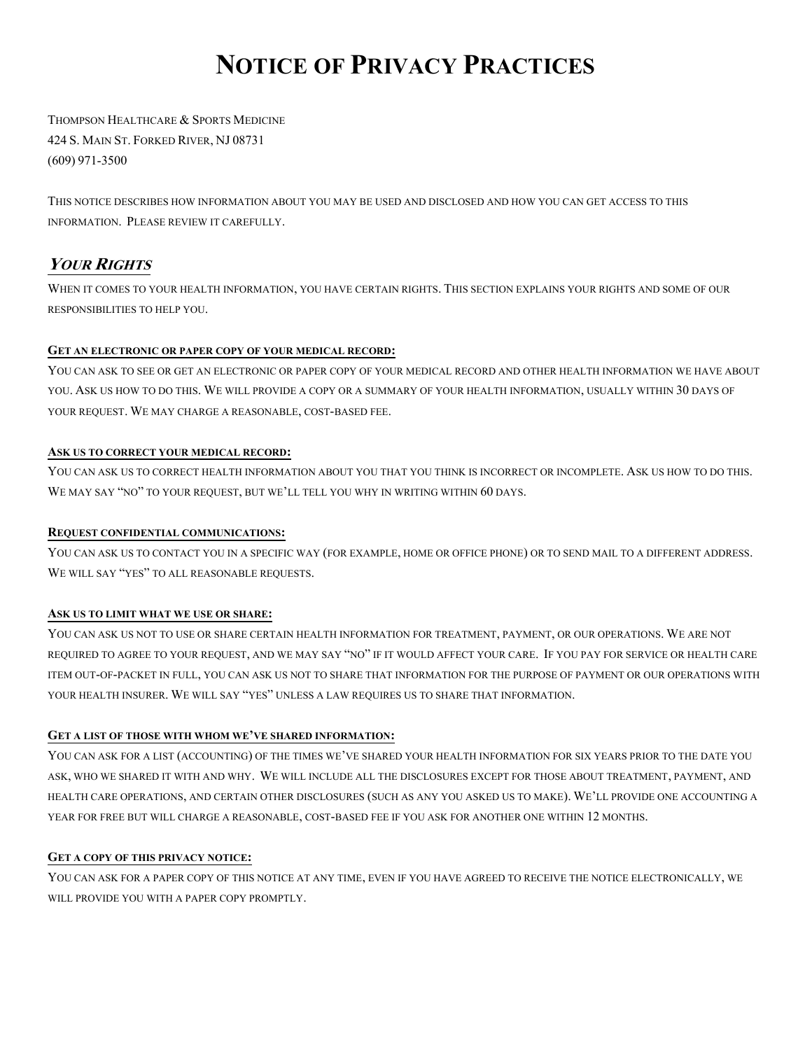# Notice of Privacy Practices

Thompson Healthcare & Sports Medicine
424 S. Main St. Forked River, NJ 08731
(609) 971-3500

This notice describes how information about you may be used and disclosed and how you can get access to this information. Please review it carefully.

## ***Your Rights***

When it comes to your health information, you have certain rights. This section explains your rights and some of our responsibilities to help you.

**Get an electronic or paper copy of your medical record:**

You can ask to see or get an electronic or paper copy of your medical record and other health information we have about you. Ask us how to do this. We will provide a copy or a summary of your health information, usually within 30 days of your request. We may charge a reasonable, cost-based fee.

**Ask us to correct your medical record:**

You can ask us to correct health information about you that you think is incorrect or incomplete. Ask us how to do this. We may say "no" to your request, but we'll tell you why in writing within 60 days.

**Request confidential communications:**

You can ask us to contact you in a specific way (for example, home or office phone) or to send mail to a different address. We will say "yes" to all reasonable requests.

**Ask us to limit what we use or share:**

You can ask us not to use or share certain health information for treatment, payment, or our operations. We are not required to agree to your request, and we may say "no" if it would affect your care. If you pay for service or health care item out-of-packet in full, you can ask us not to share that information for the purpose of payment or our operations with your health insurer. We will say "yes" unless a law requires us to share that information.

**Get a list of those with whom we've shared information:**

You can ask for a list (accounting) of the times we've shared your health information for six years prior to the date you ask, who we shared it with and why. We will include all the disclosures except for those about treatment, payment, and health care operations, and certain other disclosures (such as any you asked us to make). We'll provide one accounting a year for free but will charge a reasonable, cost-based fee if you ask for another one within 12 months.

**Get a copy of this privacy notice:**

You can ask for a paper copy of this notice at any time, even if you have agreed to receive the notice electronically, we will provide you with a paper copy promptly.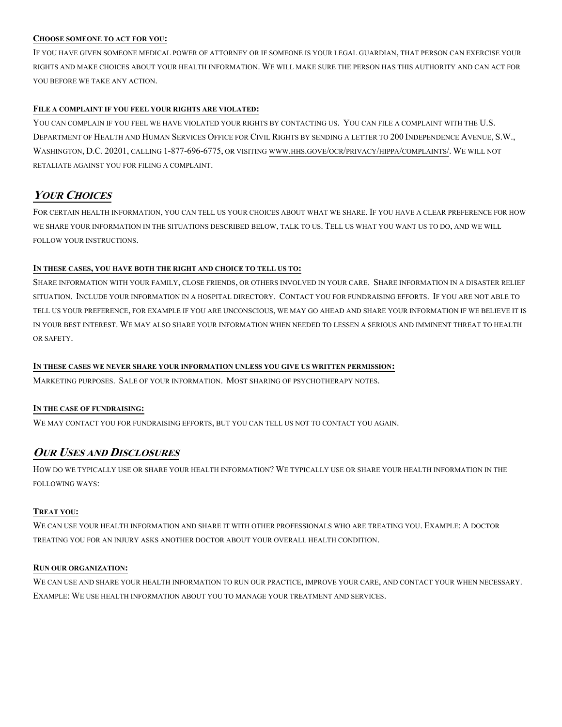**Choose someone to act for you:**

If you have given someone medical power of attorney or if someone is your legal guardian, that person can exercise your rights and make choices about your health information. We will make sure the person has this authority and can act for you before we take any action.

**File a complaint if you feel your rights are violated:**

You can complain if you feel we have violated your rights by contacting us. You can file a complaint with the U.S. Department of Health and Human Services Office for Civil Rights by sending a letter to 200 Independence Avenue, S.W., Washington, D.C. 20201, calling 1-877-696-6775, or visiting www.hhs.gove/ocr/privacy/hippa/complaints/. We will not retaliate against you for filing a complaint.

## *Your Choices*

For certain health information, you can tell us your choices about what we share. If you have a clear preference for how we share your information in the situations described below, talk to us. Tell us what you want us to do, and we will follow your instructions.

**In these cases, you have both the right and choice to tell us to:**

Share information with your family, close friends, or others involved in your care. Share information in a disaster relief situation. Include your information in a hospital directory. Contact you for fundraising efforts. If you are not able to tell us your preference, for example if you are unconscious, we may go ahead and share your information if we believe it is in your best interest. We may also share your information when needed to lessen a serious and imminent threat to health or safety.

**In these cases we never share your information unless you give us written permission:**

Marketing purposes. Sale of your information. Most sharing of psychotherapy notes.

**In the case of fundraising:**

We may contact you for fundraising efforts, but you can tell us not to contact you again.

## *Our Uses and Disclosures*

How do we typically use or share your health information? We typically use or share your health information in the following ways:

**Treat you:**

We can use your health information and share it with other professionals who are treating you. Example: A doctor treating you for an injury asks another doctor about your overall health condition.

**Run our organization:**

We can use and share your health information to run our practice, improve your care, and contact your when necessary. Example: We use health information about you to manage your treatment and services.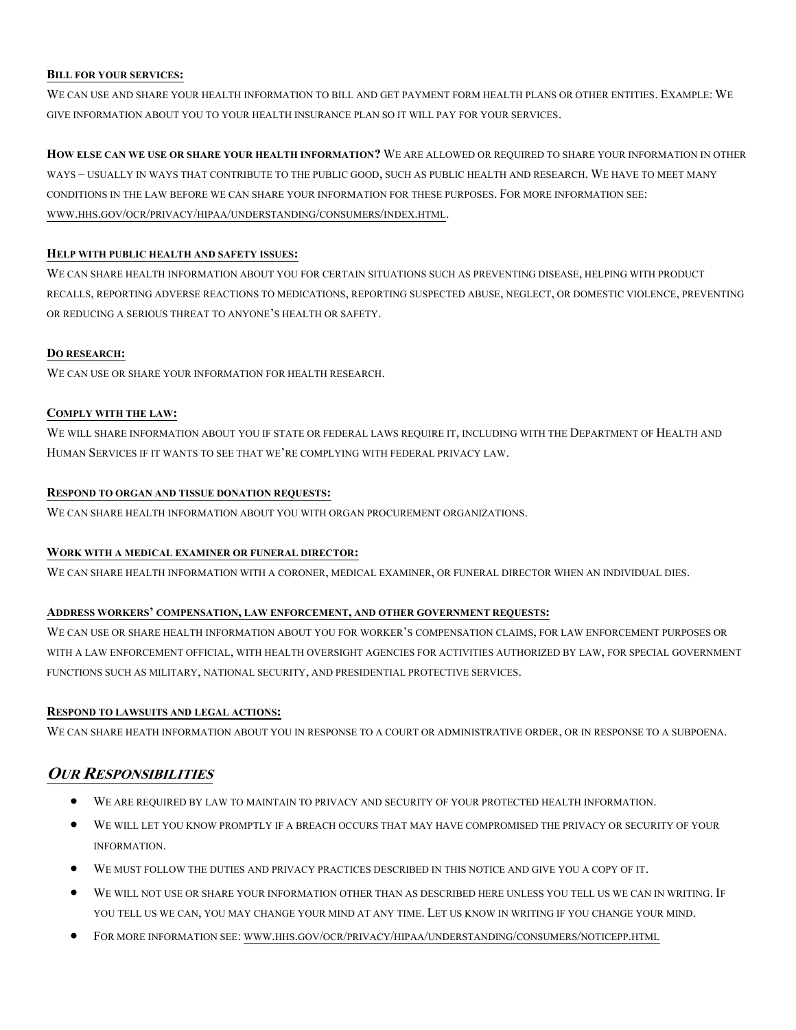**Bill for your services:**

We can use and share your health information to bill and get payment form health plans or other entities. Example: We give information about you to your health insurance plan so it will pay for your services.

**How else can we use or share your health information?** We are allowed or required to share your information in other ways – usually in ways that contribute to the public good, such as public health and research. We have to meet many conditions in the law before we can share your information for these purposes. For more information see: www.hhs.gov/ocr/privacy/hipaa/understanding/consumers/index.html.

**Help with public health and safety issues:**

We can share health information about you for certain situations such as preventing disease, helping with product recalls, reporting adverse reactions to medications, reporting suspected abuse, neglect, or domestic violence, preventing or reducing a serious threat to anyone's health or safety.

**Do research:**

We can use or share your information for health research.

**Comply with the law:**

We will share information about you if state or federal laws require it, including with the Department of Health and Human Services if it wants to see that we're complying with federal privacy law.

**Respond to organ and tissue donation requests:**

We can share health information about you with organ procurement organizations.

**Work with a medical examiner or funeral director:**

We can share health information with a coroner, medical examiner, or funeral director when an individual dies.

**Address workers' compensation, law enforcement, and other government requests:**

We can use or share health information about you for worker's compensation claims, for law enforcement purposes or with a law enforcement official, with health oversight agencies for activities authorized by law, for special government functions such as military, national security, and presidential protective services.

**Respond to lawsuits and legal actions:**

We can share heath information about you in response to a court or administrative order, or in response to a subpoena.

## ***Our Responsibilities***

- We are required by law to maintain to privacy and security of your protected health information.
- We will let you know promptly if a breach occurs that may have compromised the privacy or security of your information.
- We must follow the duties and privacy practices described in this notice and give you a copy of it.
- We will not use or share your information other than as described here unless you tell us we can in writing. If you tell us we can, you may change your mind at any time. Let us know in writing if you change your mind.
- For more information see: www.hhs.gov/ocr/privacy/hipaa/understanding/consumers/noticepp.html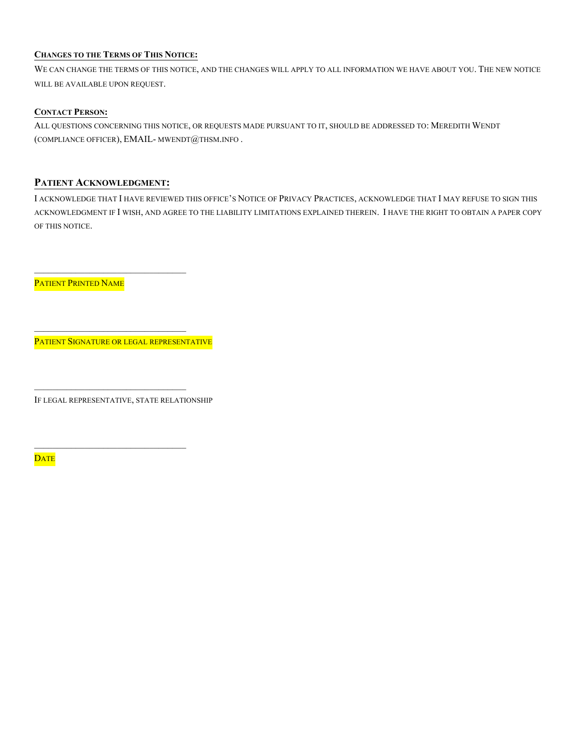**CHANGES TO THE TERMS OF THIS NOTICE:**

WE CAN CHANGE THE TERMS OF THIS NOTICE, AND THE CHANGES WILL APPLY TO ALL INFORMATION WE HAVE ABOUT YOU. THE NEW NOTICE WILL BE AVAILABLE UPON REQUEST.

**CONTACT PERSON:**

ALL QUESTIONS CONCERNING THIS NOTICE, OR REQUESTS MADE PURSUANT TO IT, SHOULD BE ADDRESSED TO: MEREDITH WENDT (COMPLIANCE OFFICER), EMAIL- MWENDT@THSM.INFO .

## PATIENT ACKNOWLEDGMENT:

I ACKNOWLEDGE THAT I HAVE REVIEWED THIS OFFICE'S NOTICE OF PRIVACY PRACTICES, ACKNOWLEDGE THAT I MAY REFUSE TO SIGN THIS ACKNOWLEDGMENT IF I WISH, AND AGREE TO THE LIABILITY LIMITATIONS EXPLAINED THEREIN. I HAVE THE RIGHT TO OBTAIN A PAPER COPY OF THIS NOTICE.

\_\_\_\_\_\_\_\_\_\_\_\_\_\_\_\_\_\_\_\_\_\_\_\_\_\_\_\_\_\_\_\_

PATIENT PRINTED NAME

\_\_\_\_\_\_\_\_\_\_\_\_\_\_\_\_\_\_\_\_\_\_\_\_\_\_\_\_\_\_\_\_

PATIENT SIGNATURE OR LEGAL REPRESENTATIVE

\_\_\_\_\_\_\_\_\_\_\_\_\_\_\_\_\_\_\_\_\_\_\_\_\_\_\_\_\_\_\_\_

IF LEGAL REPRESENTATIVE, STATE RELATIONSHIP

\_\_\_\_\_\_\_\_\_\_\_\_\_\_\_\_\_\_\_\_\_\_\_\_\_\_\_\_\_\_\_\_

DATE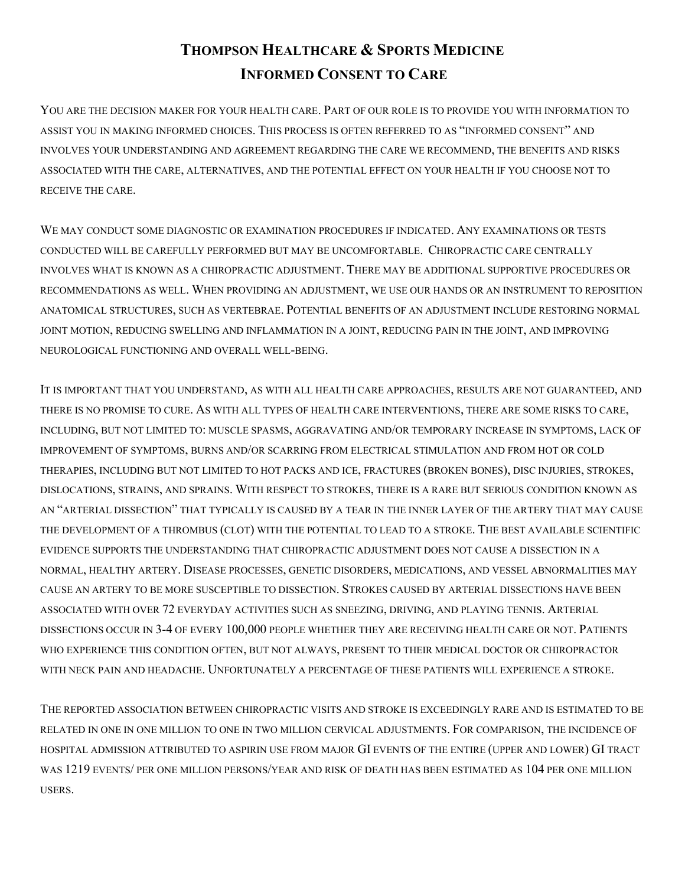# Thompson Healthcare & Sports Medicine

## Informed Consent to Care

You are the decision maker for your health care. Part of our role is to provide you with information to assist you in making informed choices. This process is often referred to as "informed consent" and involves your understanding and agreement regarding the care we recommend, the benefits and risks associated with the care, alternatives, and the potential effect on your health if you choose not to receive the care.

We may conduct some diagnostic or examination procedures if indicated. Any examinations or tests conducted will be carefully performed but may be uncomfortable. Chiropractic care centrally involves what is known as a chiropractic adjustment. There may be additional supportive procedures or recommendations as well. When providing an adjustment, we use our hands or an instrument to reposition anatomical structures, such as vertebrae. Potential benefits of an adjustment include restoring normal joint motion, reducing swelling and inflammation in a joint, reducing pain in the joint, and improving neurological functioning and overall well-being.

It is important that you understand, as with all health care approaches, results are not guaranteed, and there is no promise to cure. As with all types of health care interventions, there are some risks to care, including, but not limited to: muscle spasms, aggravating and/or temporary increase in symptoms, lack of improvement of symptoms, burns and/or scarring from electrical stimulation and from hot or cold therapies, including but not limited to hot packs and ice, fractures (broken bones), disc injuries, strokes, dislocations, strains, and sprains. With respect to strokes, there is a rare but serious condition known as an "arterial dissection" that typically is caused by a tear in the inner layer of the artery that may cause the development of a thrombus (clot) with the potential to lead to a stroke. The best available scientific evidence supports the understanding that chiropractic adjustment does not cause a dissection in a normal, healthy artery. Disease processes, genetic disorders, medications, and vessel abnormalities may cause an artery to be more susceptible to dissection. Strokes caused by arterial dissections have been associated with over 72 everyday activities such as sneezing, driving, and playing tennis. Arterial dissections occur in 3-4 of every 100,000 people whether they are receiving health care or not. Patients who experience this condition often, but not always, present to their medical doctor or chiropractor with neck pain and headache. Unfortunately a percentage of these patients will experience a stroke.

The reported association between chiropractic visits and stroke is exceedingly rare and is estimated to be related in one in one million to one in two million cervical adjustments. For comparison, the incidence of hospital admission attributed to aspirin use from major GI events of the entire (upper and lower) GI tract was 1219 events/ per one million persons/year and risk of death has been estimated as 104 per one million users.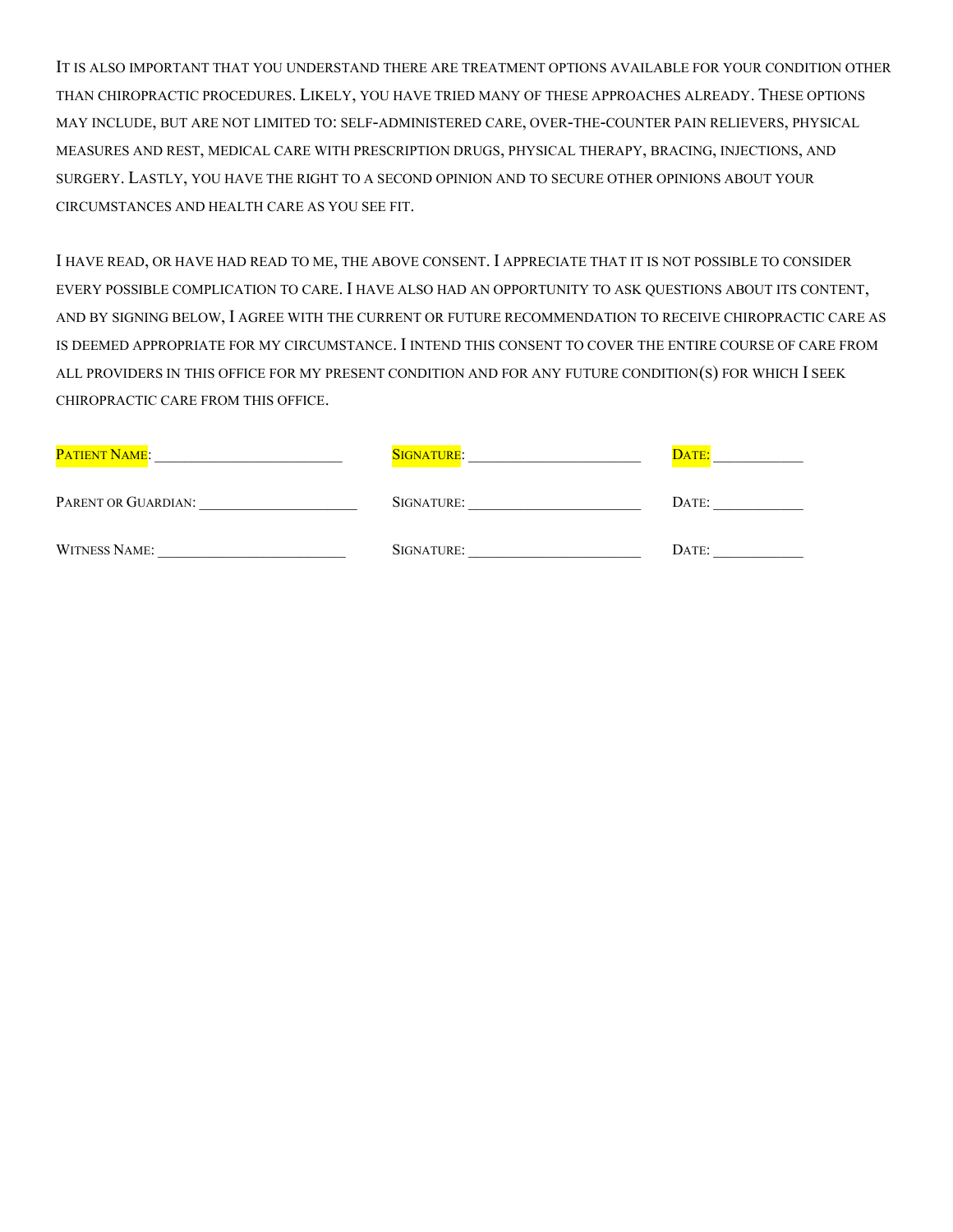It is also important that you understand there are treatment options available for your condition other than chiropractic procedures. Likely, you have tried many of these approaches already. These options may include, but are not limited to: self-administered care, over-the-counter pain relievers, physical measures and rest, medical care with prescription drugs, physical therapy, bracing, injections, and surgery. Lastly, you have the right to a second opinion and to secure other opinions about your circumstances and health care as you see fit.

I have read, or have had read to me, the above consent. I appreciate that it is not possible to consider every possible complication to care. I have also had an opportunity to ask questions about its content, and by signing below, I agree with the current or future recommendation to receive chiropractic care as is deemed appropriate for my circumstance. I intend this consent to cover the entire course of care from all providers in this office for my present condition and for any future condition(s) for which I seek chiropractic care from this office.

Patient Name: ________________________ Signature: ______________________ Date: ___________

Parent or Guardian: ____________________ Signature: ______________________ Date: ___________

Witness Name: ________________________ Signature: ______________________ Date: ___________